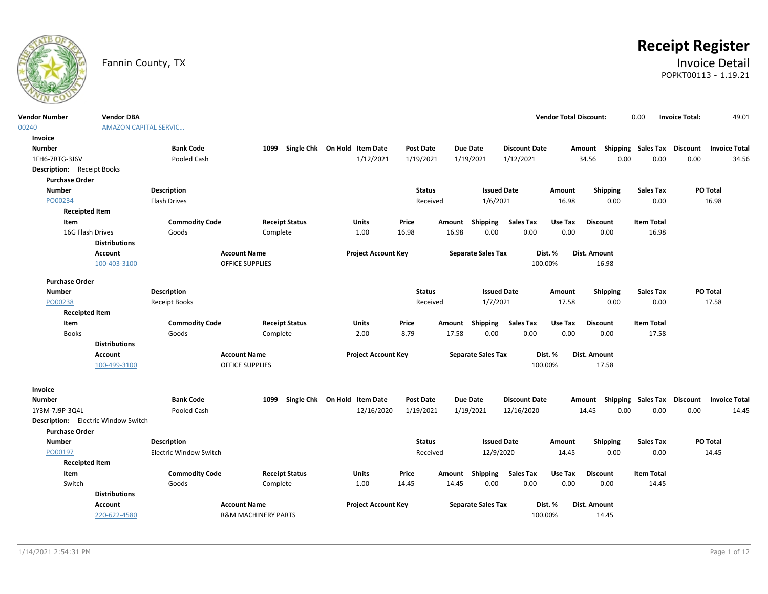Fannin County, TX

# Receipt Register

## Invoice Detail

POPKT00113 - 1.19.21

| Vendor Number | Vendor DBA | Vendor Total Discount: | Invoice Total: |
|---|---|---|---|
| 00240 | AMAZON CAPITAL SERVIC... | 0.00 | 49.01 |

**Invoice**

| Number | Bank Code | 1099 | Single Chk | On Hold | Item Date | Post Date | Due Date | Discount Date | Amount | Shipping | Sales Tax | Discount | Invoice Total |
|---|---|---|---|---|---|---|---|---|---|---|---|---|---|
| 1FH6-7RTG-3J6V | Pooled Cash | | | | 1/12/2021 | 1/19/2021 | 1/19/2021 | 1/12/2021 | 34.56 | 0.00 | 0.00 | 0.00 | 34.56 |

**Description:** Receipt Books

**Purchase Order**

| Number | Description | Status | Issued Date | Amount | Shipping | Sales Tax | PO Total |
|---|---|---|---|---|---|---|---|
| PO00234 | Flash Drives | Received | 1/6/2021 | 16.98 | 0.00 | 0.00 | 16.98 |

**Receipted Item**

| Item | Commodity Code | Receipt Status | Units | Price | Amount | Shipping | Sales Tax | Use Tax | Discount | Item Total |
|---|---|---|---|---|---|---|---|---|---|---|
| 16G Flash Drives | Goods | Complete | 1.00 | 16.98 | 16.98 | 0.00 | 0.00 | 0.00 | 0.00 | 16.98 |

**Distributions**

| Account | Account Name | Project Account Key | Separate Sales Tax | Dist. % | Dist. Amount |
|---|---|---|---|---|---|
| 100-403-3100 | OFFICE SUPPLIES | | | 100.00% | 16.98 |

**Purchase Order**

| Number | Description | Status | Issued Date | Amount | Shipping | Sales Tax | PO Total |
|---|---|---|---|---|---|---|---|
| PO00238 | Receipt Books | Received | 1/7/2021 | 17.58 | 0.00 | 0.00 | 17.58 |

**Receipted Item**

| Item | Commodity Code | Receipt Status | Units | Price | Amount | Shipping | Sales Tax | Use Tax | Discount | Item Total |
|---|---|---|---|---|---|---|---|---|---|---|
| Books | Goods | Complete | 2.00 | 8.79 | 17.58 | 0.00 | 0.00 | 0.00 | 0.00 | 17.58 |

**Distributions**

| Account | Account Name | Project Account Key | Separate Sales Tax | Dist. % | Dist. Amount |
|---|---|---|---|---|---|
| 100-499-3100 | OFFICE SUPPLIES | | | 100.00% | 17.58 |

**Invoice**

| Number | Bank Code | 1099 | Single Chk | On Hold | Item Date | Post Date | Due Date | Discount Date | Amount | Shipping | Sales Tax | Discount | Invoice Total |
|---|---|---|---|---|---|---|---|---|---|---|---|---|---|
| 1Y3M-7J9P-3Q4L | Pooled Cash | | | | 12/16/2020 | 1/19/2021 | 1/19/2021 | 12/16/2020 | 14.45 | 0.00 | 0.00 | 0.00 | 14.45 |

**Description:** Electric Window Switch

**Purchase Order**

| Number | Description | Status | Issued Date | Amount | Shipping | Sales Tax | PO Total |
|---|---|---|---|---|---|---|---|
| PO00197 | Electric Window Switch | Received | 12/9/2020 | 14.45 | 0.00 | 0.00 | 14.45 |

**Receipted Item**

| Item | Commodity Code | Receipt Status | Units | Price | Amount | Shipping | Sales Tax | Use Tax | Discount | Item Total |
|---|---|---|---|---|---|---|---|---|---|---|
| Switch | Goods | Complete | 1.00 | 14.45 | 14.45 | 0.00 | 0.00 | 0.00 | 0.00 | 14.45 |

**Distributions**

| Account | Account Name | Project Account Key | Separate Sales Tax | Dist. % | Dist. Amount |
|---|---|---|---|---|---|
| 220-622-4580 | R&M MACHINERY PARTS | | | 100.00% | 14.45 |

1/14/2021 2:54:31 PM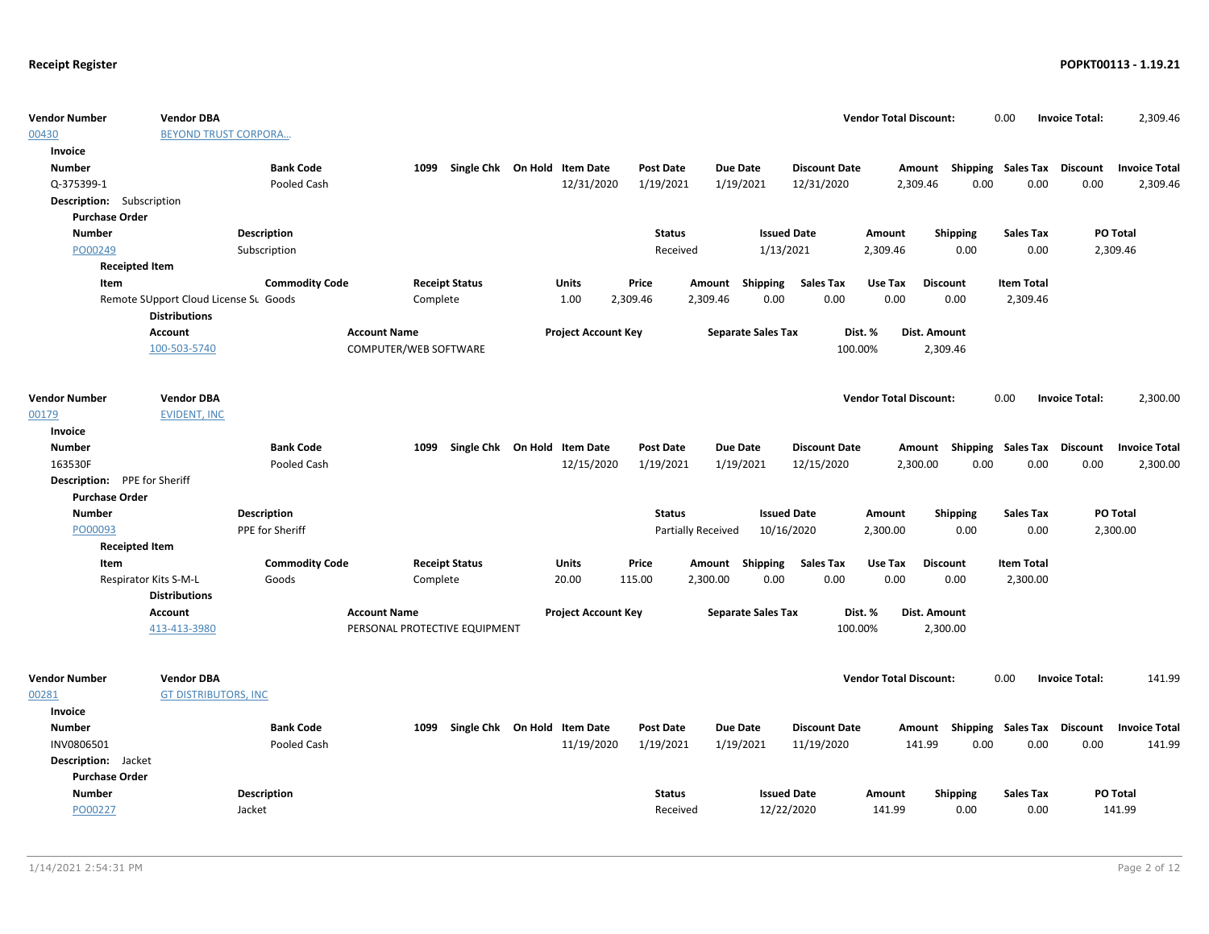| Vendor Number | Vendor DBA | Vendor Total Discount: | 0.00 | Invoice Total: | 2,309.46 |
|---|---|---|---|---|---|
| 00430 | BEYOND TRUST CORPORA... | | | | |

**Invoice**

| Number | Bank Code | 1099 | Single Chk | On Hold | Item Date | Post Date | Due Date | Discount Date | Amount | Shipping | Sales Tax | Discount | Invoice Total |
|---|---|---|---|---|---|---|---|---|---|---|---|---|---|
| Q-375399-1 | Pooled Cash | | | | 12/31/2020 | 1/19/2021 | 1/19/2021 | 12/31/2020 | 2,309.46 | 0.00 | 0.00 | 0.00 | 2,309.46 |

**Description:** Subscription

**Purchase Order**

| Number | Description | Status | Issued Date | Amount | Shipping | Sales Tax | PO Total |
|---|---|---|---|---|---|---|---|
| PO00249 | Subscription | Received | 1/13/2021 | 2,309.46 | 0.00 | 0.00 | 2,309.46 |

**Receipted Item**

| Item | Commodity Code | Receipt Status | Units | Price | Amount | Shipping | Sales Tax | Use Tax | Discount | Item Total |
|---|---|---|---|---|---|---|---|---|---|---|
| Remote SUpport Cloud License Su | Goods | Complete | 1.00 | 2,309.46 | 2,309.46 | 0.00 | 0.00 | 0.00 | 0.00 | 2,309.46 |

**Distributions**

| Account | Account Name | Project Account Key | Separate Sales Tax | Dist. % | Dist. Amount |
|---|---|---|---|---|---|
| 100-503-5740 | COMPUTER/WEB SOFTWARE | | | 100.00% | 2,309.46 |

| Vendor Number | Vendor DBA | Vendor Total Discount: | 0.00 | Invoice Total: | 2,300.00 |
|---|---|---|---|---|---|
| 00179 | EVIDENT, INC | | | | |

**Invoice**

| Number | Bank Code | 1099 | Single Chk | On Hold | Item Date | Post Date | Due Date | Discount Date | Amount | Shipping | Sales Tax | Discount | Invoice Total |
|---|---|---|---|---|---|---|---|---|---|---|---|---|---|
| 163530F | Pooled Cash | | | | 12/15/2020 | 1/19/2021 | 1/19/2021 | 12/15/2020 | 2,300.00 | 0.00 | 0.00 | 0.00 | 2,300.00 |

**Description:** PPE for Sheriff

**Purchase Order**

| Number | Description | Status | Issued Date | Amount | Shipping | Sales Tax | PO Total |
|---|---|---|---|---|---|---|---|
| PO00093 | PPE for Sheriff | Partially Received | 10/16/2020 | 2,300.00 | 0.00 | 0.00 | 2,300.00 |

**Receipted Item**

| Item | Commodity Code | Receipt Status | Units | Price | Amount | Shipping | Sales Tax | Use Tax | Discount | Item Total |
|---|---|---|---|---|---|---|---|---|---|---|
| Respirator Kits S-M-L | Goods | Complete | 20.00 | 115.00 | 2,300.00 | 0.00 | 0.00 | 0.00 | 0.00 | 2,300.00 |

**Distributions**

| Account | Account Name | Project Account Key | Separate Sales Tax | Dist. % | Dist. Amount |
|---|---|---|---|---|---|
| 413-413-3980 | PERSONAL PROTECTIVE EQUIPMENT | | | 100.00% | 2,300.00 |

| Vendor Number | Vendor DBA | Vendor Total Discount: | 0.00 | Invoice Total: | 141.99 |
|---|---|---|---|---|---|
| 00281 | GT DISTRIBUTORS, INC | | | | |

**Invoice**

| Number | Bank Code | 1099 | Single Chk | On Hold | Item Date | Post Date | Due Date | Discount Date | Amount | Shipping | Sales Tax | Discount | Invoice Total |
|---|---|---|---|---|---|---|---|---|---|---|---|---|---|
| INV0806501 | Pooled Cash | | | | 11/19/2020 | 1/19/2021 | 1/19/2021 | 11/19/2020 | 141.99 | 0.00 | 0.00 | 0.00 | 141.99 |

**Description:** Jacket

**Purchase Order**

| Number | Description | Status | Issued Date | Amount | Shipping | Sales Tax | PO Total |
|---|---|---|---|---|---|---|---|
| PO00227 | Jacket | Received | 12/22/2020 | 141.99 | 0.00 | 0.00 | 141.99 |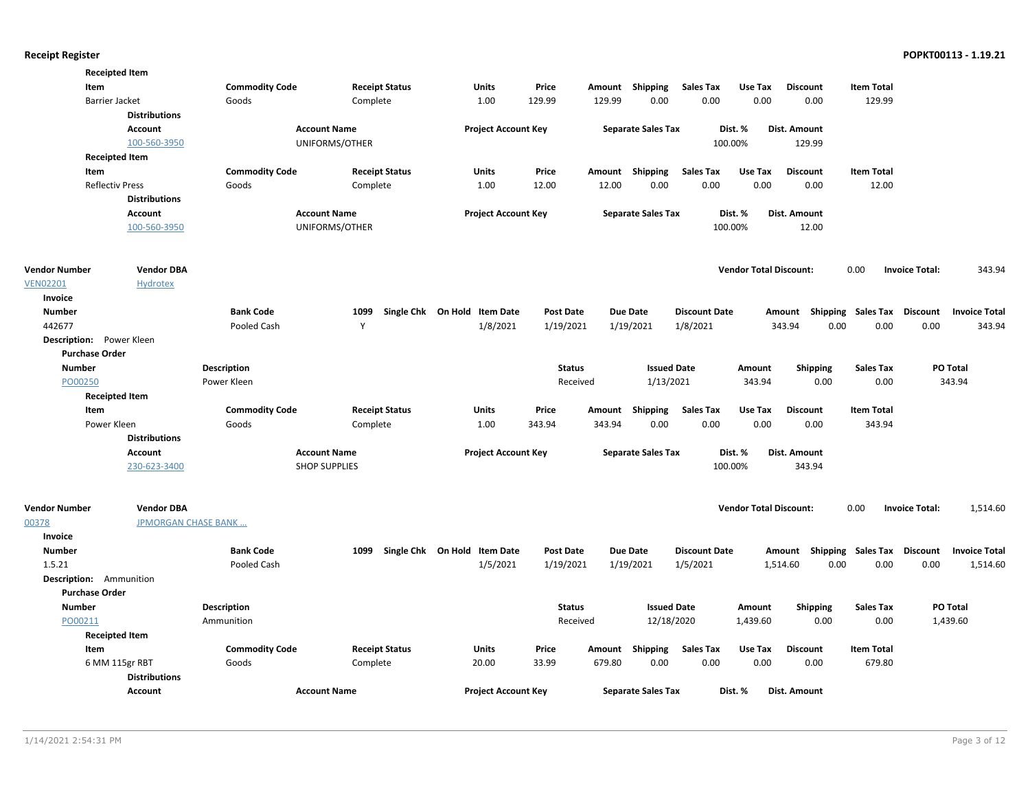**Receipted Item**

| Item | Commodity Code | Receipt Status | Units | Price | Amount | Shipping | Sales Tax | Use Tax | Discount | Item Total |
|---|---|---|---|---|---|---|---|---|---|---|
| Barrier Jacket | Goods | Complete | 1.00 | 129.99 | 129.99 | 0.00 | 0.00 | 0.00 | 0.00 | 129.99 |

**Distributions**

| Account | Account Name | Project Account Key | Separate Sales Tax | Dist. % | Dist. Amount |
|---|---|---|---|---|---|
| 100-560-3950 | UNIFORMS/OTHER | | | 100.00% | 129.99 |

**Receipted Item**

| Item | Commodity Code | Receipt Status | Units | Price | Amount | Shipping | Sales Tax | Use Tax | Discount | Item Total |
|---|---|---|---|---|---|---|---|---|---|---|
| Reflectiv Press | Goods | Complete | 1.00 | 12.00 | 12.00 | 0.00 | 0.00 | 0.00 | 0.00 | 12.00 |

**Distributions**

| Account | Account Name | Project Account Key | Separate Sales Tax | Dist. % | Dist. Amount |
|---|---|---|---|---|---|
| 100-560-3950 | UNIFORMS/OTHER | | | 100.00% | 12.00 |

| Vendor Number | Vendor DBA | Vendor Total Discount: | Invoice Total: |
|---|---|---|---|
| VEN02201 | Hydrotex | 0.00 | 343.94 |

**Invoice**

| Number | Bank Code | 1099 | Single Chk | On Hold | Item Date | Post Date | Due Date | Discount Date | Amount | Shipping | Sales Tax | Discount | Invoice Total |
|---|---|---|---|---|---|---|---|---|---|---|---|---|---|
| 442677 | Pooled Cash | Y | | | 1/8/2021 | 1/19/2021 | 1/19/2021 | 1/8/2021 | 343.94 | 0.00 | 0.00 | 0.00 | 343.94 |

**Description:** Power Kleen

**Purchase Order**

| Number | Description | Status | Issued Date | Amount | Shipping | Sales Tax | PO Total |
|---|---|---|---|---|---|---|---|
| PO00250 | Power Kleen | Received | 1/13/2021 | 343.94 | 0.00 | 0.00 | 343.94 |

**Receipted Item**

| Item | Commodity Code | Receipt Status | Units | Price | Amount | Shipping | Sales Tax | Use Tax | Discount | Item Total |
|---|---|---|---|---|---|---|---|---|---|---|
| Power Kleen | Goods | Complete | 1.00 | 343.94 | 343.94 | 0.00 | 0.00 | 0.00 | 0.00 | 343.94 |

**Distributions**

| Account | Account Name | Project Account Key | Separate Sales Tax | Dist. % | Dist. Amount |
|---|---|---|---|---|---|
| 230-623-3400 | SHOP SUPPLIES | | | 100.00% | 343.94 |

| Vendor Number | Vendor DBA | Vendor Total Discount: | Invoice Total: |
|---|---|---|---|
| 00378 | JPMORGAN CHASE BANK ... | 0.00 | 1,514.60 |

**Invoice**

| Number | Bank Code | 1099 | Single Chk | On Hold | Item Date | Post Date | Due Date | Discount Date | Amount | Shipping | Sales Tax | Discount | Invoice Total |
|---|---|---|---|---|---|---|---|---|---|---|---|---|---|
| 1.5.21 | Pooled Cash | | | | 1/5/2021 | 1/19/2021 | 1/19/2021 | 1/5/2021 | 1,514.60 | 0.00 | 0.00 | 0.00 | 1,514.60 |

**Description:** Ammunition

**Purchase Order**

| Number | Description | Status | Issued Date | Amount | Shipping | Sales Tax | PO Total |
|---|---|---|---|---|---|---|---|
| PO00211 | Ammunition | Received | 12/18/2020 | 1,439.60 | 0.00 | 0.00 | 1,439.60 |

**Receipted Item**

| Item | Commodity Code | Receipt Status | Units | Price | Amount | Shipping | Sales Tax | Use Tax | Discount | Item Total |
|---|---|---|---|---|---|---|---|---|---|---|
| 6 MM 115gr RBT | Goods | Complete | 20.00 | 33.99 | 679.80 | 0.00 | 0.00 | 0.00 | 0.00 | 679.80 |

**Distributions**

| Account | Account Name | Project Account Key | Separate Sales Tax | Dist. % | Dist. Amount |
|---|---|---|---|---|---|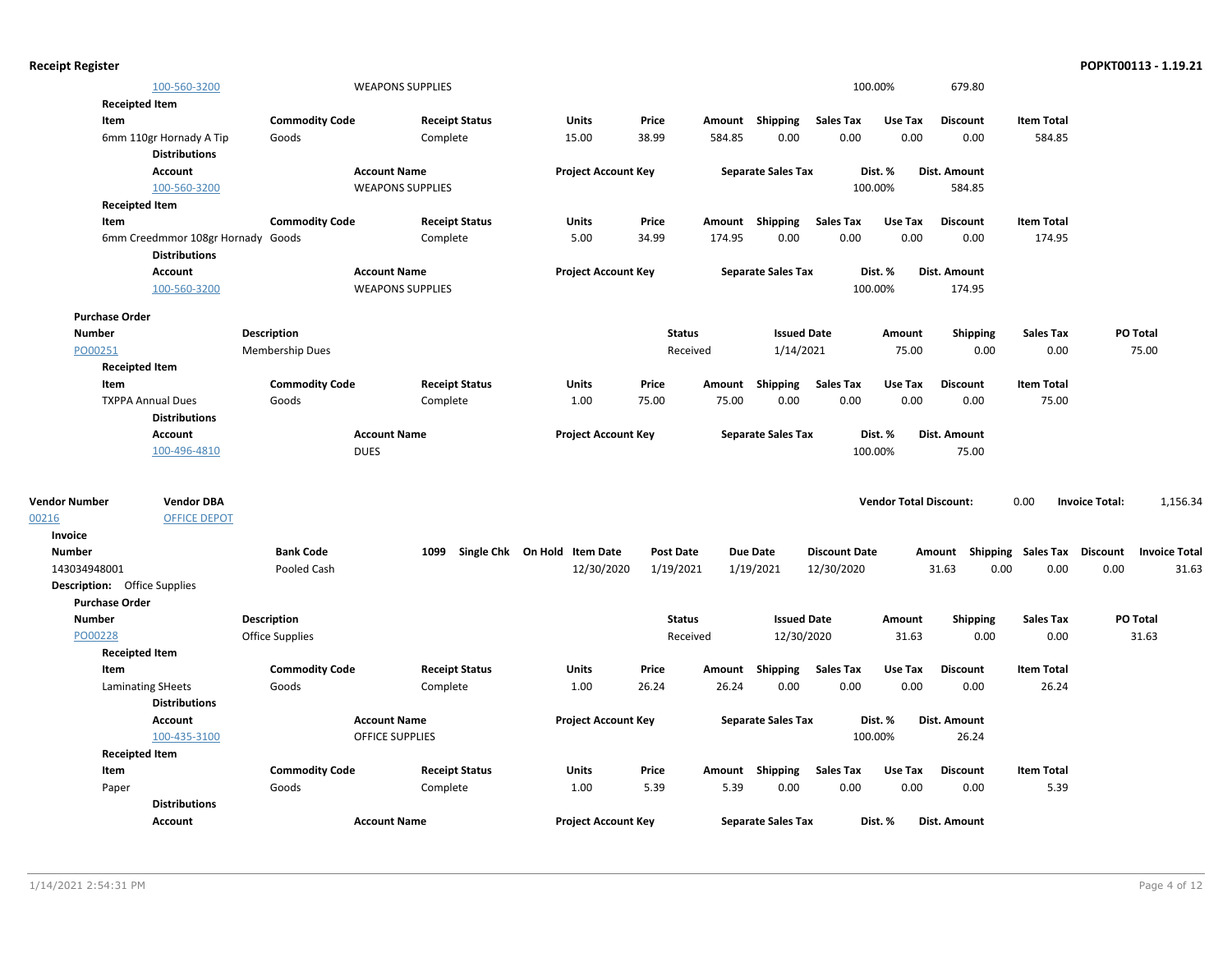| | | | | | |
|---|---|---|---|---|---|
| 100-560-3200 | WEAPONS SUPPLIES | | | 100.00% | 679.80 |

**Receipted Item**

| Item | Commodity Code | Receipt Status | Units | Price | Amount | Shipping | Sales Tax | Use Tax | Discount | Item Total |
|---|---|---|---|---|---|---|---|---|---|---|
| 6mm 110gr Hornady A Tip | Goods | Complete | 15.00 | 38.99 | 584.85 | 0.00 | 0.00 | 0.00 | 0.00 | 584.85 |

**Distributions**

| Account | Account Name | Project Account Key | Separate Sales Tax | Dist. % | Dist. Amount |
|---|---|---|---|---|---|
| 100-560-3200 | WEAPONS SUPPLIES | | | 100.00% | 584.85 |

**Receipted Item**

| Item | Commodity Code | Receipt Status | Units | Price | Amount | Shipping | Sales Tax | Use Tax | Discount | Item Total |
|---|---|---|---|---|---|---|---|---|---|---|
| 6mm Creedmmor 108gr Hornady | Goods | Complete | 5.00 | 34.99 | 174.95 | 0.00 | 0.00 | 0.00 | 0.00 | 174.95 |

**Distributions**

| Account | Account Name | Project Account Key | Separate Sales Tax | Dist. % | Dist. Amount |
|---|---|---|---|---|---|
| 100-560-3200 | WEAPONS SUPPLIES | | | 100.00% | 174.95 |

**Purchase Order**

| Number | Description | Status | Issued Date | Amount | Shipping | Sales Tax | PO Total |
|---|---|---|---|---|---|---|---|
| PO00251 | Membership Dues | Received | 1/14/2021 | 75.00 | 0.00 | 0.00 | 75.00 |

**Receipted Item**

| Item | Commodity Code | Receipt Status | Units | Price | Amount | Shipping | Sales Tax | Use Tax | Discount | Item Total |
|---|---|---|---|---|---|---|---|---|---|---|
| TXPPA Annual Dues | Goods | Complete | 1.00 | 75.00 | 75.00 | 0.00 | 0.00 | 0.00 | 0.00 | 75.00 |

**Distributions**

| Account | Account Name | Project Account Key | Separate Sales Tax | Dist. % | Dist. Amount |
|---|---|---|---|---|---|
| 100-496-4810 | DUES | | | 100.00% | 75.00 |

| Vendor Number | Vendor DBA | Vendor Total Discount: | Invoice Total: |
|---|---|---|---|
| 00216 | OFFICE DEPOT | 0.00 | 1,156.34 |

**Invoice**

| Number | Bank Code | 1099 | Single Chk | On Hold | Item Date | Post Date | Due Date | Discount Date | Amount | Shipping | Sales Tax | Discount | Invoice Total |
|---|---|---|---|---|---|---|---|---|---|---|---|---|---|
| 143034948001 | Pooled Cash | | | | 12/30/2020 | 1/19/2021 | 1/19/2021 | 12/30/2020 | 31.63 | 0.00 | 0.00 | 0.00 | 31.63 |

**Description:** Office Supplies

**Purchase Order**

| Number | Description | Status | Issued Date | Amount | Shipping | Sales Tax | PO Total |
|---|---|---|---|---|---|---|---|
| PO00228 | Office Supplies | Received | 12/30/2020 | 31.63 | 0.00 | 0.00 | 31.63 |

**Receipted Item**

| Item | Commodity Code | Receipt Status | Units | Price | Amount | Shipping | Sales Tax | Use Tax | Discount | Item Total |
|---|---|---|---|---|---|---|---|---|---|---|
| Laminating SHeets | Goods | Complete | 1.00 | 26.24 | 26.24 | 0.00 | 0.00 | 0.00 | 0.00 | 26.24 |

**Distributions**

| Account | Account Name | Project Account Key | Separate Sales Tax | Dist. % | Dist. Amount |
|---|---|---|---|---|---|
| 100-435-3100 | OFFICE SUPPLIES | | | 100.00% | 26.24 |

**Receipted Item**

| Item | Commodity Code | Receipt Status | Units | Price | Amount | Shipping | Sales Tax | Use Tax | Discount | Item Total |
|---|---|---|---|---|---|---|---|---|---|---|
| Paper | Goods | Complete | 1.00 | 5.39 | 5.39 | 0.00 | 0.00 | 0.00 | 0.00 | 5.39 |

**Distributions**

| Account | Account Name | Project Account Key | Separate Sales Tax | Dist. % | Dist. Amount |
|---|---|---|---|---|---|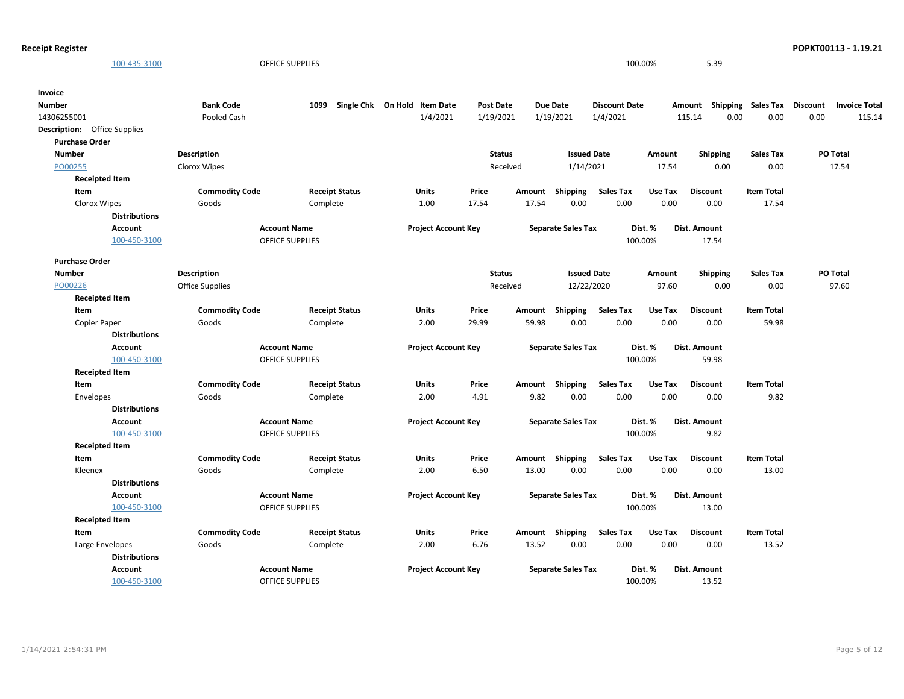| Account | Account Name | Project Account Key | Separate Sales Tax | Dist. % | Dist. Amount |
|---|---|---|---|---|---|
| 100-435-3100 | OFFICE SUPPLIES | | | 100.00% | 5.39 |

**Invoice**

| Number | Bank Code | 1099 | Single Chk | On Hold | Item Date | Post Date | Due Date | Discount Date | Amount | Shipping | Sales Tax | Discount | Invoice Total |
|---|---|---|---|---|---|---|---|---|---|---|---|---|---|
| 14306255001 | Pooled Cash | | | | 1/4/2021 | 1/19/2021 | 1/19/2021 | 1/4/2021 | 115.14 | 0.00 | 0.00 | 0.00 | 115.14 |

**Description:** Office Supplies

**Purchase Order**

| Number | Description | Status | Issued Date | Amount | Shipping | Sales Tax | PO Total |
|---|---|---|---|---|---|---|---|
| PO00255 | Clorox Wipes | Received | 1/14/2021 | 17.54 | 0.00 | 0.00 | 17.54 |

**Receipted Item**

| Item | Commodity Code | Receipt Status | Units | Price | Amount | Shipping | Sales Tax | Use Tax | Discount | Item Total |
|---|---|---|---|---|---|---|---|---|---|---|
| Clorox Wipes | Goods | Complete | 1.00 | 17.54 | 17.54 | 0.00 | 0.00 | 0.00 | 0.00 | 17.54 |

**Distributions**

| Account | Account Name | Project Account Key | Separate Sales Tax | Dist. % | Dist. Amount |
|---|---|---|---|---|---|
| 100-450-3100 | OFFICE SUPPLIES | | | 100.00% | 17.54 |

**Purchase Order**

| Number | Description | Status | Issued Date | Amount | Shipping | Sales Tax | PO Total |
|---|---|---|---|---|---|---|---|
| PO00226 | Office Supplies | Received | 12/22/2020 | 97.60 | 0.00 | 0.00 | 97.60 |

**Receipted Item**

| Item | Commodity Code | Receipt Status | Units | Price | Amount | Shipping | Sales Tax | Use Tax | Discount | Item Total |
|---|---|---|---|---|---|---|---|---|---|---|
| Copier Paper | Goods | Complete | 2.00 | 29.99 | 59.98 | 0.00 | 0.00 | 0.00 | 0.00 | 59.98 |

**Distributions**

| Account | Account Name | Project Account Key | Separate Sales Tax | Dist. % | Dist. Amount |
|---|---|---|---|---|---|
| 100-450-3100 | OFFICE SUPPLIES | | | 100.00% | 59.98 |

**Receipted Item**

| Item | Commodity Code | Receipt Status | Units | Price | Amount | Shipping | Sales Tax | Use Tax | Discount | Item Total |
|---|---|---|---|---|---|---|---|---|---|---|
| Envelopes | Goods | Complete | 2.00 | 4.91 | 9.82 | 0.00 | 0.00 | 0.00 | 0.00 | 9.82 |

**Distributions**

| Account | Account Name | Project Account Key | Separate Sales Tax | Dist. % | Dist. Amount |
|---|---|---|---|---|---|
| 100-450-3100 | OFFICE SUPPLIES | | | 100.00% | 9.82 |

**Receipted Item**

| Item | Commodity Code | Receipt Status | Units | Price | Amount | Shipping | Sales Tax | Use Tax | Discount | Item Total |
|---|---|---|---|---|---|---|---|---|---|---|
| Kleenex | Goods | Complete | 2.00 | 6.50 | 13.00 | 0.00 | 0.00 | 0.00 | 0.00 | 13.00 |

**Distributions**

| Account | Account Name | Project Account Key | Separate Sales Tax | Dist. % | Dist. Amount |
|---|---|---|---|---|---|
| 100-450-3100 | OFFICE SUPPLIES | | | 100.00% | 13.00 |

**Receipted Item**

| Item | Commodity Code | Receipt Status | Units | Price | Amount | Shipping | Sales Tax | Use Tax | Discount | Item Total |
|---|---|---|---|---|---|---|---|---|---|---|
| Large Envelopes | Goods | Complete | 2.00 | 6.76 | 13.52 | 0.00 | 0.00 | 0.00 | 0.00 | 13.52 |

**Distributions**

| Account | Account Name | Project Account Key | Separate Sales Tax | Dist. % | Dist. Amount |
|---|---|---|---|---|---|
| 100-450-3100 | OFFICE SUPPLIES | | | 100.00% | 13.52 |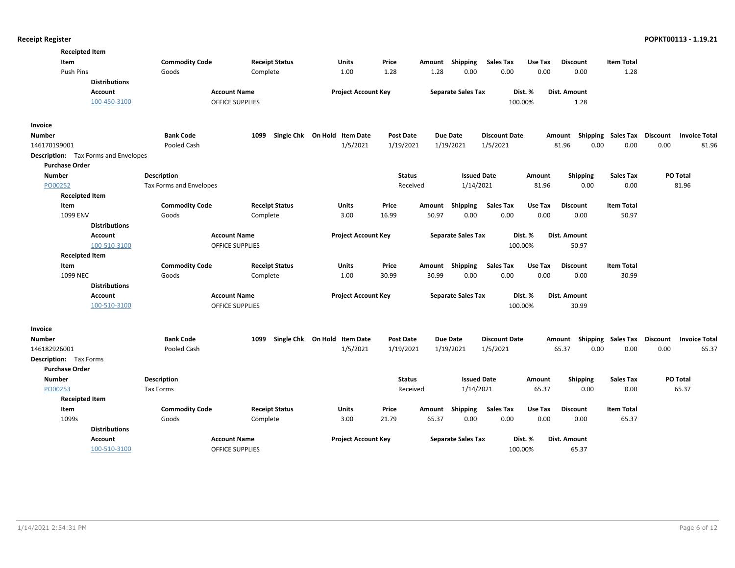**Receipted Item**

| Item | Commodity Code | Receipt Status | Units | Price | Amount | Shipping | Sales Tax | Use Tax | Discount | Item Total |
|---|---|---|---|---|---|---|---|---|---|---|
| Push Pins | Goods | Complete | 1.00 | 1.28 | 1.28 | 0.00 | 0.00 | 0.00 | 0.00 | 1.28 |

**Distributions**

| Account | Account Name | Project Account Key | Separate Sales Tax | Dist. % | Dist. Amount |
|---|---|---|---|---|---|
| 100-450-3100 | OFFICE SUPPLIES | | | 100.00% | 1.28 |

**Invoice**

| Number | Bank Code | 1099 | Single Chk | On Hold | Item Date | Post Date | Due Date | Discount Date | Amount | Shipping | Sales Tax | Discount | Invoice Total |
|---|---|---|---|---|---|---|---|---|---|---|---|---|---|
| 146170199001 | Pooled Cash | | | | 1/5/2021 | 1/19/2021 | 1/19/2021 | 1/5/2021 | 81.96 | 0.00 | 0.00 | 0.00 | 81.96 |

**Description:** Tax Forms and Envelopes

**Purchase Order**

| Number | Description | Status | Issued Date | Amount | Shipping | Sales Tax | PO Total |
|---|---|---|---|---|---|---|---|
| PO00252 | Tax Forms and Envelopes | Received | 1/14/2021 | 81.96 | 0.00 | 0.00 | 81.96 |

**Receipted Item**

| Item | Commodity Code | Receipt Status | Units | Price | Amount | Shipping | Sales Tax | Use Tax | Discount | Item Total |
|---|---|---|---|---|---|---|---|---|---|---|
| 1099 ENV | Goods | Complete | 3.00 | 16.99 | 50.97 | 0.00 | 0.00 | 0.00 | 0.00 | 50.97 |

**Distributions**

| Account | Account Name | Project Account Key | Separate Sales Tax | Dist. % | Dist. Amount |
|---|---|---|---|---|---|
| 100-510-3100 | OFFICE SUPPLIES | | | 100.00% | 50.97 |

**Receipted Item**

| Item | Commodity Code | Receipt Status | Units | Price | Amount | Shipping | Sales Tax | Use Tax | Discount | Item Total |
|---|---|---|---|---|---|---|---|---|---|---|
| 1099 NEC | Goods | Complete | 1.00 | 30.99 | 30.99 | 0.00 | 0.00 | 0.00 | 0.00 | 30.99 |

**Distributions**

| Account | Account Name | Project Account Key | Separate Sales Tax | Dist. % | Dist. Amount |
|---|---|---|---|---|---|
| 100-510-3100 | OFFICE SUPPLIES | | | 100.00% | 30.99 |

**Invoice**

| Number | Bank Code | 1099 | Single Chk | On Hold | Item Date | Post Date | Due Date | Discount Date | Amount | Shipping | Sales Tax | Discount | Invoice Total |
|---|---|---|---|---|---|---|---|---|---|---|---|---|---|
| 146182926001 | Pooled Cash | | | | 1/5/2021 | 1/19/2021 | 1/19/2021 | 1/5/2021 | 65.37 | 0.00 | 0.00 | 0.00 | 65.37 |

**Description:** Tax Forms

**Purchase Order**

| Number | Description | Status | Issued Date | Amount | Shipping | Sales Tax | PO Total |
|---|---|---|---|---|---|---|---|
| PO00253 | Tax Forms | Received | 1/14/2021 | 65.37 | 0.00 | 0.00 | 65.37 |

**Receipted Item**

| Item | Commodity Code | Receipt Status | Units | Price | Amount | Shipping | Sales Tax | Use Tax | Discount | Item Total |
|---|---|---|---|---|---|---|---|---|---|---|
| 1099s | Goods | Complete | 3.00 | 21.79 | 65.37 | 0.00 | 0.00 | 0.00 | 0.00 | 65.37 |

**Distributions**

| Account | Account Name | Project Account Key | Separate Sales Tax | Dist. % | Dist. Amount |
|---|---|---|---|---|---|
| 100-510-3100 | OFFICE SUPPLIES | | | 100.00% | 65.37 |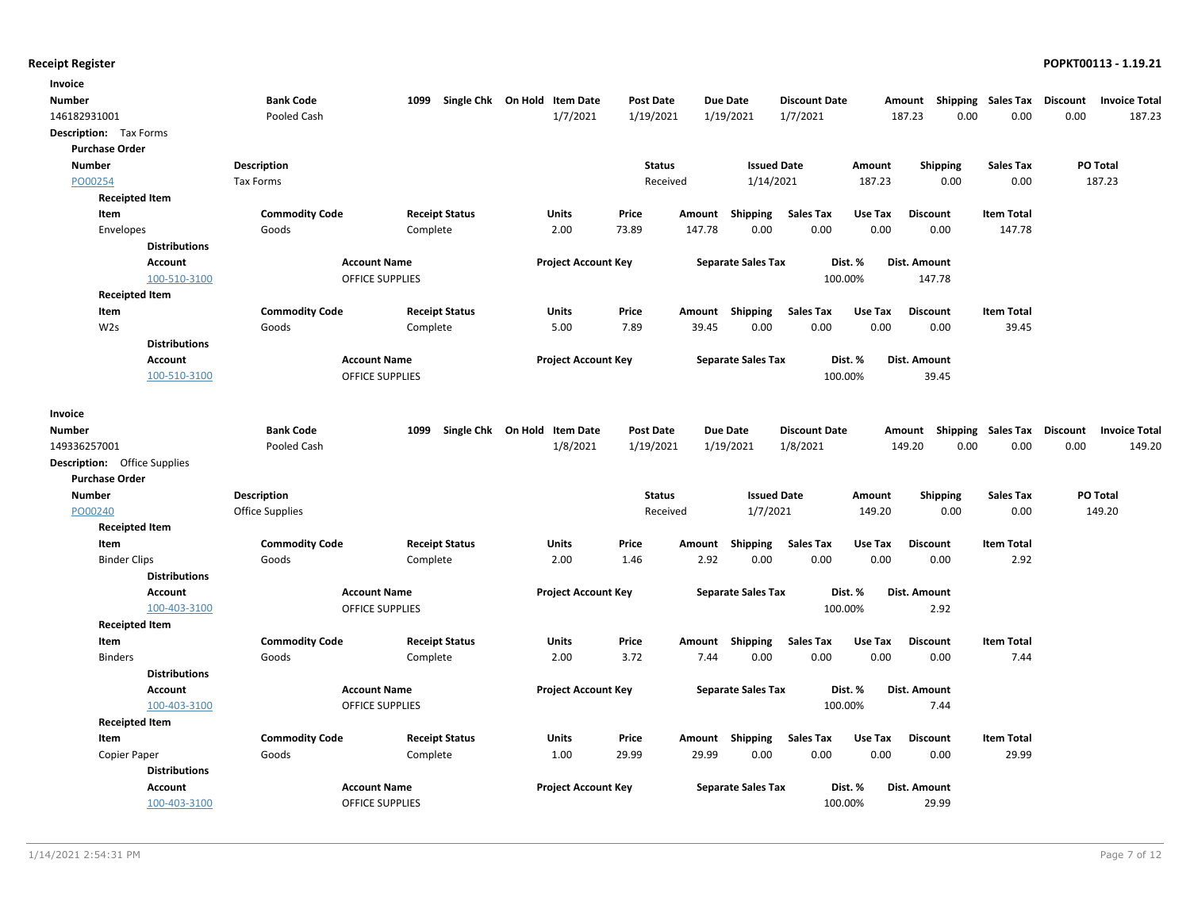## Receipt Register

**POPKT00113 - 1.19.21**

### Invoice

| Number | Bank Code | 1099 | Single Chk | On Hold | Item Date | Post Date | Due Date | Discount Date | Amount | Shipping | Sales Tax | Discount | Invoice Total |
|---|---|---|---|---|---|---|---|---|---|---|---|---|---|
| 146182931001 | Pooled Cash | | | | 1/7/2021 | 1/19/2021 | 1/19/2021 | 1/7/2021 | 187.23 | 0.00 | 0.00 | 0.00 | 187.23 |

**Description:** Tax Forms

**Purchase Order**

| Number | Description | Status | Issued Date | Amount | Shipping | Sales Tax | PO Total |
|---|---|---|---|---|---|---|---|
| PO00254 | Tax Forms | Received | 1/14/2021 | 187.23 | 0.00 | 0.00 | 187.23 |

**Receipted Item**

| Item | Commodity Code | Receipt Status | Units | Price | Amount | Shipping | Sales Tax | Use Tax | Discount | Item Total |
|---|---|---|---|---|---|---|---|---|---|---|
| Envelopes | Goods | Complete | 2.00 | 73.89 | 147.78 | 0.00 | 0.00 | 0.00 | 0.00 | 147.78 |

**Distributions**

| Account | Account Name | Project Account Key | Separate Sales Tax | Dist. % | Dist. Amount |
|---|---|---|---|---|---|
| 100-510-3100 | OFFICE SUPPLIES | | | 100.00% | 147.78 |

**Receipted Item**

| Item | Commodity Code | Receipt Status | Units | Price | Amount | Shipping | Sales Tax | Use Tax | Discount | Item Total |
|---|---|---|---|---|---|---|---|---|---|---|
| W2s | Goods | Complete | 5.00 | 7.89 | 39.45 | 0.00 | 0.00 | 0.00 | 0.00 | 39.45 |

**Distributions**

| Account | Account Name | Project Account Key | Separate Sales Tax | Dist. % | Dist. Amount |
|---|---|---|---|---|---|
| 100-510-3100 | OFFICE SUPPLIES | | | 100.00% | 39.45 |

### Invoice

| Number | Bank Code | 1099 | Single Chk | On Hold | Item Date | Post Date | Due Date | Discount Date | Amount | Shipping | Sales Tax | Discount | Invoice Total |
|---|---|---|---|---|---|---|---|---|---|---|---|---|---|
| 149336257001 | Pooled Cash | | | | 1/8/2021 | 1/19/2021 | 1/19/2021 | 1/8/2021 | 149.20 | 0.00 | 0.00 | 0.00 | 149.20 |

**Description:** Office Supplies

**Purchase Order**

| Number | Description | Status | Issued Date | Amount | Shipping | Sales Tax | PO Total |
|---|---|---|---|---|---|---|---|
| PO00240 | Office Supplies | Received | 1/7/2021 | 149.20 | 0.00 | 0.00 | 149.20 |

**Receipted Item**

| Item | Commodity Code | Receipt Status | Units | Price | Amount | Shipping | Sales Tax | Use Tax | Discount | Item Total |
|---|---|---|---|---|---|---|---|---|---|---|
| Binder Clips | Goods | Complete | 2.00 | 1.46 | 2.92 | 0.00 | 0.00 | 0.00 | 0.00 | 2.92 |

**Distributions**

| Account | Account Name | Project Account Key | Separate Sales Tax | Dist. % | Dist. Amount |
|---|---|---|---|---|---|
| 100-403-3100 | OFFICE SUPPLIES | | | 100.00% | 2.92 |

**Receipted Item**

| Item | Commodity Code | Receipt Status | Units | Price | Amount | Shipping | Sales Tax | Use Tax | Discount | Item Total |
|---|---|---|---|---|---|---|---|---|---|---|
| Binders | Goods | Complete | 2.00 | 3.72 | 7.44 | 0.00 | 0.00 | 0.00 | 0.00 | 7.44 |

**Distributions**

| Account | Account Name | Project Account Key | Separate Sales Tax | Dist. % | Dist. Amount |
|---|---|---|---|---|---|
| 100-403-3100 | OFFICE SUPPLIES | | | 100.00% | 7.44 |

**Receipted Item**

| Item | Commodity Code | Receipt Status | Units | Price | Amount | Shipping | Sales Tax | Use Tax | Discount | Item Total |
|---|---|---|---|---|---|---|---|---|---|---|
| Copier Paper | Goods | Complete | 1.00 | 29.99 | 29.99 | 0.00 | 0.00 | 0.00 | 0.00 | 29.99 |

**Distributions**

| Account | Account Name | Project Account Key | Separate Sales Tax | Dist. % | Dist. Amount |
|---|---|---|---|---|---|
| 100-403-3100 | OFFICE SUPPLIES | | | 100.00% | 29.99 |

1/14/2021 2:54:31 PM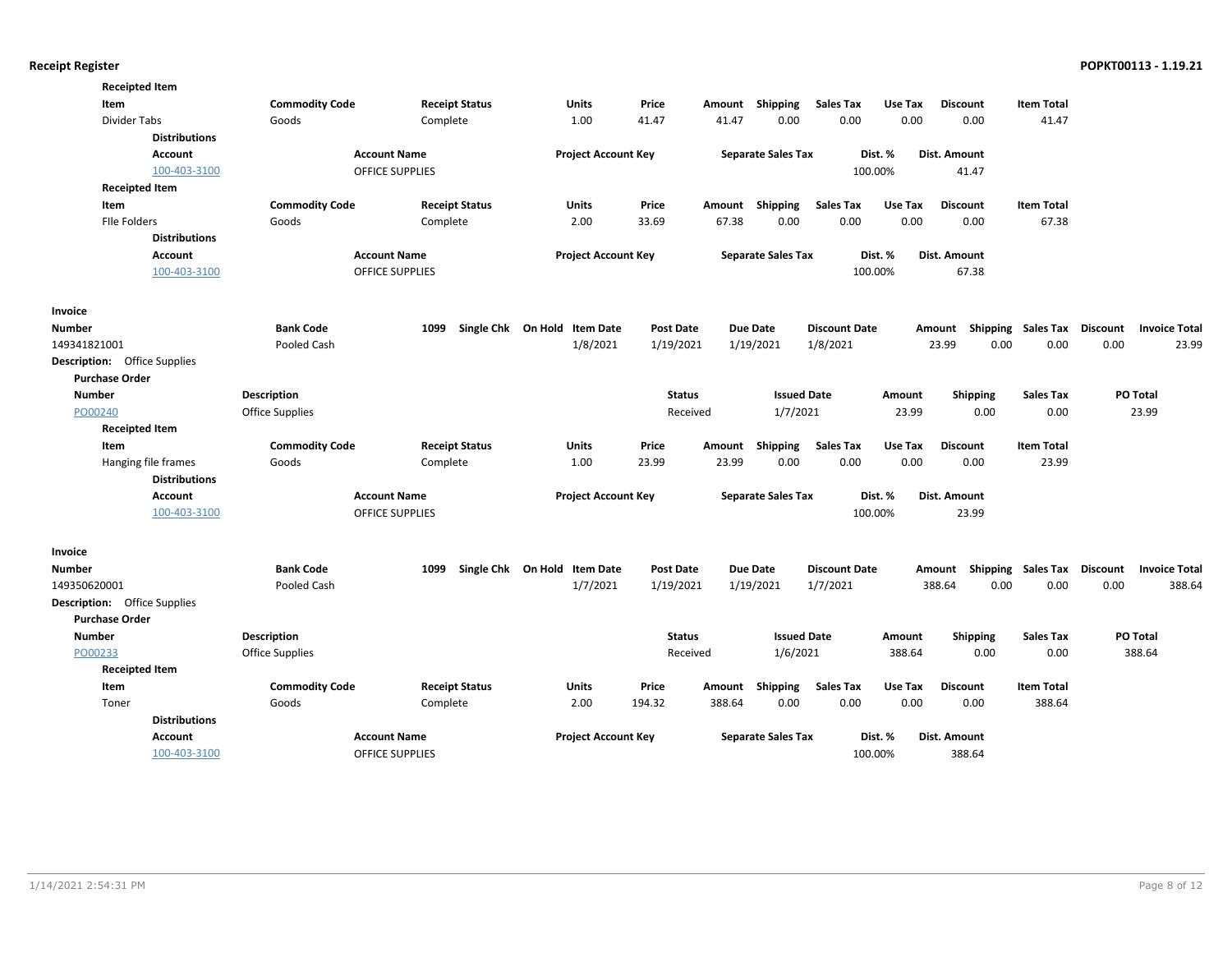**Receipted Item**

| Item | Commodity Code | Receipt Status | Units | Price | Amount | Shipping | Sales Tax | Use Tax | Discount | Item Total |
|---|---|---|---|---|---|---|---|---|---|---|
| Divider Tabs | Goods | Complete | 1.00 | 41.47 | 41.47 | 0.00 | 0.00 | 0.00 | 0.00 | 41.47 |

**Distributions**

| Account | Account Name | Project Account Key | Separate Sales Tax | Dist. % | Dist. Amount |
|---|---|---|---|---|---|
| 100-403-3100 | OFFICE SUPPLIES | | | 100.00% | 41.47 |

**Receipted Item**

| Item | Commodity Code | Receipt Status | Units | Price | Amount | Shipping | Sales Tax | Use Tax | Discount | Item Total |
|---|---|---|---|---|---|---|---|---|---|---|
| FIle Folders | Goods | Complete | 2.00 | 33.69 | 67.38 | 0.00 | 0.00 | 0.00 | 0.00 | 67.38 |

**Distributions**

| Account | Account Name | Project Account Key | Separate Sales Tax | Dist. % | Dist. Amount |
|---|---|---|---|---|---|
| 100-403-3100 | OFFICE SUPPLIES | | | 100.00% | 67.38 |

**Invoice**

| Number | Bank Code | 1099 | Single Chk | On Hold | Item Date | Post Date | Due Date | Discount Date | Amount | Shipping | Sales Tax | Discount | Invoice Total |
|---|---|---|---|---|---|---|---|---|---|---|---|---|---|
| 149341821001 | Pooled Cash | | | | 1/8/2021 | 1/19/2021 | 1/19/2021 | 1/8/2021 | 23.99 | 0.00 | 0.00 | 0.00 | 23.99 |

**Description:** Office Supplies

**Purchase Order**

| Number | Description | Status | Issued Date | Amount | Shipping | Sales Tax | PO Total |
|---|---|---|---|---|---|---|---|
| PO00240 | Office Supplies | Received | 1/7/2021 | 23.99 | 0.00 | 0.00 | 23.99 |

**Receipted Item**

| Item | Commodity Code | Receipt Status | Units | Price | Amount | Shipping | Sales Tax | Use Tax | Discount | Item Total |
|---|---|---|---|---|---|---|---|---|---|---|
| Hanging file frames | Goods | Complete | 1.00 | 23.99 | 23.99 | 0.00 | 0.00 | 0.00 | 0.00 | 23.99 |

**Distributions**

| Account | Account Name | Project Account Key | Separate Sales Tax | Dist. % | Dist. Amount |
|---|---|---|---|---|---|
| 100-403-3100 | OFFICE SUPPLIES | | | 100.00% | 23.99 |

**Invoice**

| Number | Bank Code | 1099 | Single Chk | On Hold | Item Date | Post Date | Due Date | Discount Date | Amount | Shipping | Sales Tax | Discount | Invoice Total |
|---|---|---|---|---|---|---|---|---|---|---|---|---|---|
| 149350620001 | Pooled Cash | | | | 1/7/2021 | 1/19/2021 | 1/19/2021 | 1/7/2021 | 388.64 | 0.00 | 0.00 | 0.00 | 388.64 |

**Description:** Office Supplies

**Purchase Order**

| Number | Description | Status | Issued Date | Amount | Shipping | Sales Tax | PO Total |
|---|---|---|---|---|---|---|---|
| PO00233 | Office Supplies | Received | 1/6/2021 | 388.64 | 0.00 | 0.00 | 388.64 |

**Receipted Item**

| Item | Commodity Code | Receipt Status | Units | Price | Amount | Shipping | Sales Tax | Use Tax | Discount | Item Total |
|---|---|---|---|---|---|---|---|---|---|---|
| Toner | Goods | Complete | 2.00 | 194.32 | 388.64 | 0.00 | 0.00 | 0.00 | 0.00 | 388.64 |

**Distributions**

| Account | Account Name | Project Account Key | Separate Sales Tax | Dist. % | Dist. Amount |
|---|---|---|---|---|---|
| 100-403-3100 | OFFICE SUPPLIES | | | 100.00% | 388.64 |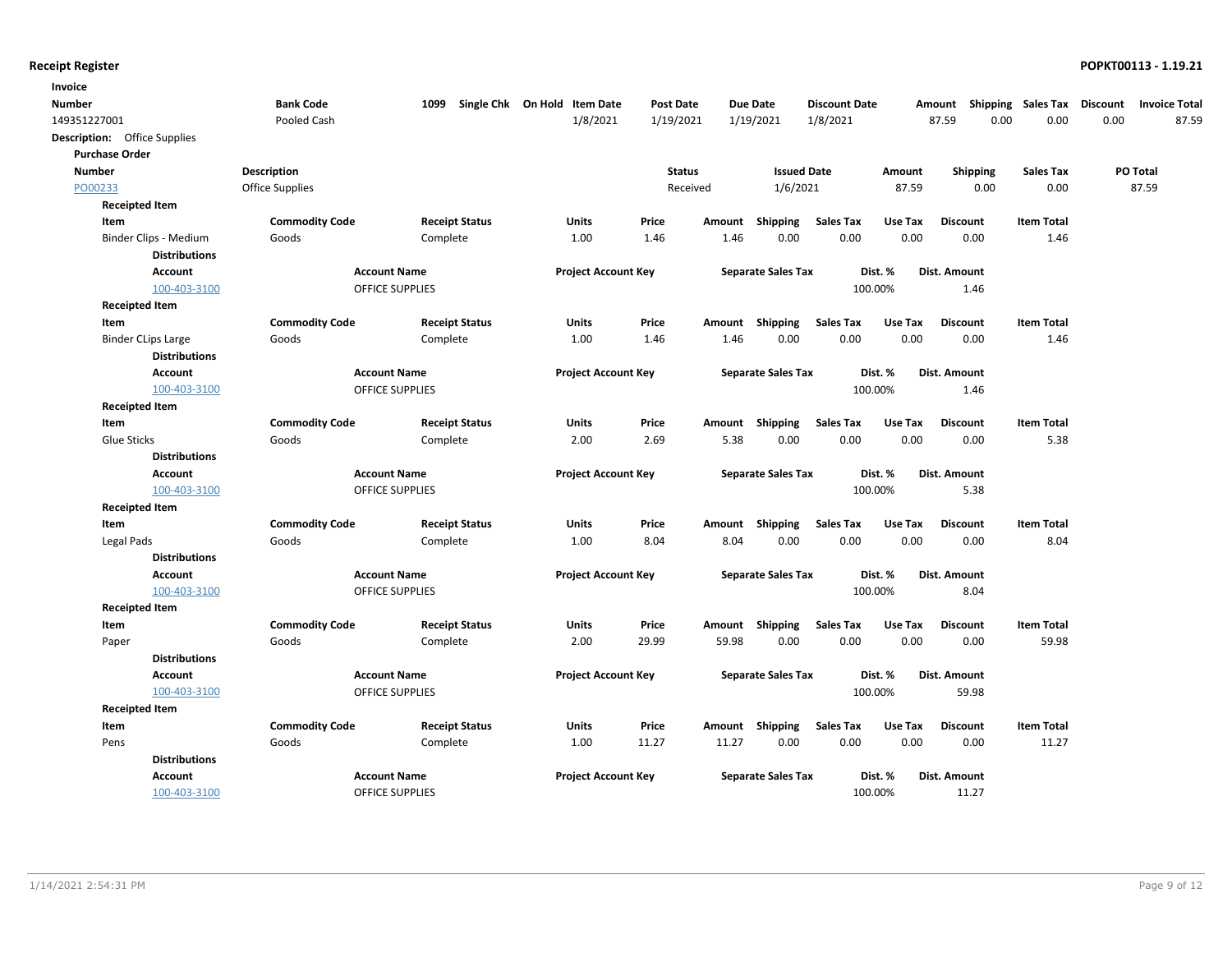# Receipt Register

**POPKT00113 - 1.19.21**

| Invoice Number | Bank Code | 1099 | Single Chk | On Hold | Item Date | Post Date | Due Date | Discount Date | Amount | Shipping | Sales Tax | Discount | Invoice Total |
|---|---|---|---|---|---|---|---|---|---|---|---|---|---|
| 149351227001 | Pooled Cash | | | | 1/8/2021 | 1/19/2021 | 1/19/2021 | 1/8/2021 | 87.59 | 0.00 | 0.00 | 0.00 | 87.59 |

**Description:** Office Supplies

**Purchase Order**

| Number | Description | Status | Issued Date | Amount | Shipping | Sales Tax | PO Total |
|---|---|---|---|---|---|---|---|
| PO00233 | Office Supplies | Received | 1/6/2021 | 87.59 | 0.00 | 0.00 | 87.59 |

**Receipted Item**

| Item | Commodity Code | Receipt Status | Units | Price | Amount | Shipping | Sales Tax | Use Tax | Discount | Item Total |
|---|---|---|---|---|---|---|---|---|---|---|
| Binder Clips - Medium | Goods | Complete | 1.00 | 1.46 | 1.46 | 0.00 | 0.00 | 0.00 | 0.00 | 1.46 |

**Distributions**

| Account | Account Name | Project Account Key | Separate Sales Tax | Dist. % | Dist. Amount |
|---|---|---|---|---|---|
| 100-403-3100 | OFFICE SUPPLIES | | | 100.00% | 1.46 |

**Receipted Item**

| Item | Commodity Code | Receipt Status | Units | Price | Amount | Shipping | Sales Tax | Use Tax | Discount | Item Total |
|---|---|---|---|---|---|---|---|---|---|---|
| Binder CLips Large | Goods | Complete | 1.00 | 1.46 | 1.46 | 0.00 | 0.00 | 0.00 | 0.00 | 1.46 |

**Distributions**

| Account | Account Name | Project Account Key | Separate Sales Tax | Dist. % | Dist. Amount |
|---|---|---|---|---|---|
| 100-403-3100 | OFFICE SUPPLIES | | | 100.00% | 1.46 |

**Receipted Item**

| Item | Commodity Code | Receipt Status | Units | Price | Amount | Shipping | Sales Tax | Use Tax | Discount | Item Total |
|---|---|---|---|---|---|---|---|---|---|---|
| Glue Sticks | Goods | Complete | 2.00 | 2.69 | 5.38 | 0.00 | 0.00 | 0.00 | 0.00 | 5.38 |

**Distributions**

| Account | Account Name | Project Account Key | Separate Sales Tax | Dist. % | Dist. Amount |
|---|---|---|---|---|---|
| 100-403-3100 | OFFICE SUPPLIES | | | 100.00% | 5.38 |

**Receipted Item**

| Item | Commodity Code | Receipt Status | Units | Price | Amount | Shipping | Sales Tax | Use Tax | Discount | Item Total |
|---|---|---|---|---|---|---|---|---|---|---|
| Legal Pads | Goods | Complete | 1.00 | 8.04 | 8.04 | 0.00 | 0.00 | 0.00 | 0.00 | 8.04 |

**Distributions**

| Account | Account Name | Project Account Key | Separate Sales Tax | Dist. % | Dist. Amount |
|---|---|---|---|---|---|
| 100-403-3100 | OFFICE SUPPLIES | | | 100.00% | 8.04 |

**Receipted Item**

| Item | Commodity Code | Receipt Status | Units | Price | Amount | Shipping | Sales Tax | Use Tax | Discount | Item Total |
|---|---|---|---|---|---|---|---|---|---|---|
| Paper | Goods | Complete | 2.00 | 29.99 | 59.98 | 0.00 | 0.00 | 0.00 | 0.00 | 59.98 |

**Distributions**

| Account | Account Name | Project Account Key | Separate Sales Tax | Dist. % | Dist. Amount |
|---|---|---|---|---|---|
| 100-403-3100 | OFFICE SUPPLIES | | | 100.00% | 59.98 |

**Receipted Item**

| Item | Commodity Code | Receipt Status | Units | Price | Amount | Shipping | Sales Tax | Use Tax | Discount | Item Total |
|---|---|---|---|---|---|---|---|---|---|---|
| Pens | Goods | Complete | 1.00 | 11.27 | 11.27 | 0.00 | 0.00 | 0.00 | 0.00 | 11.27 |

**Distributions**

| Account | Account Name | Project Account Key | Separate Sales Tax | Dist. % | Dist. Amount |
|---|---|---|---|---|---|
| 100-403-3100 | OFFICE SUPPLIES | | | 100.00% | 11.27 |

1/14/2021 2:54:31 PM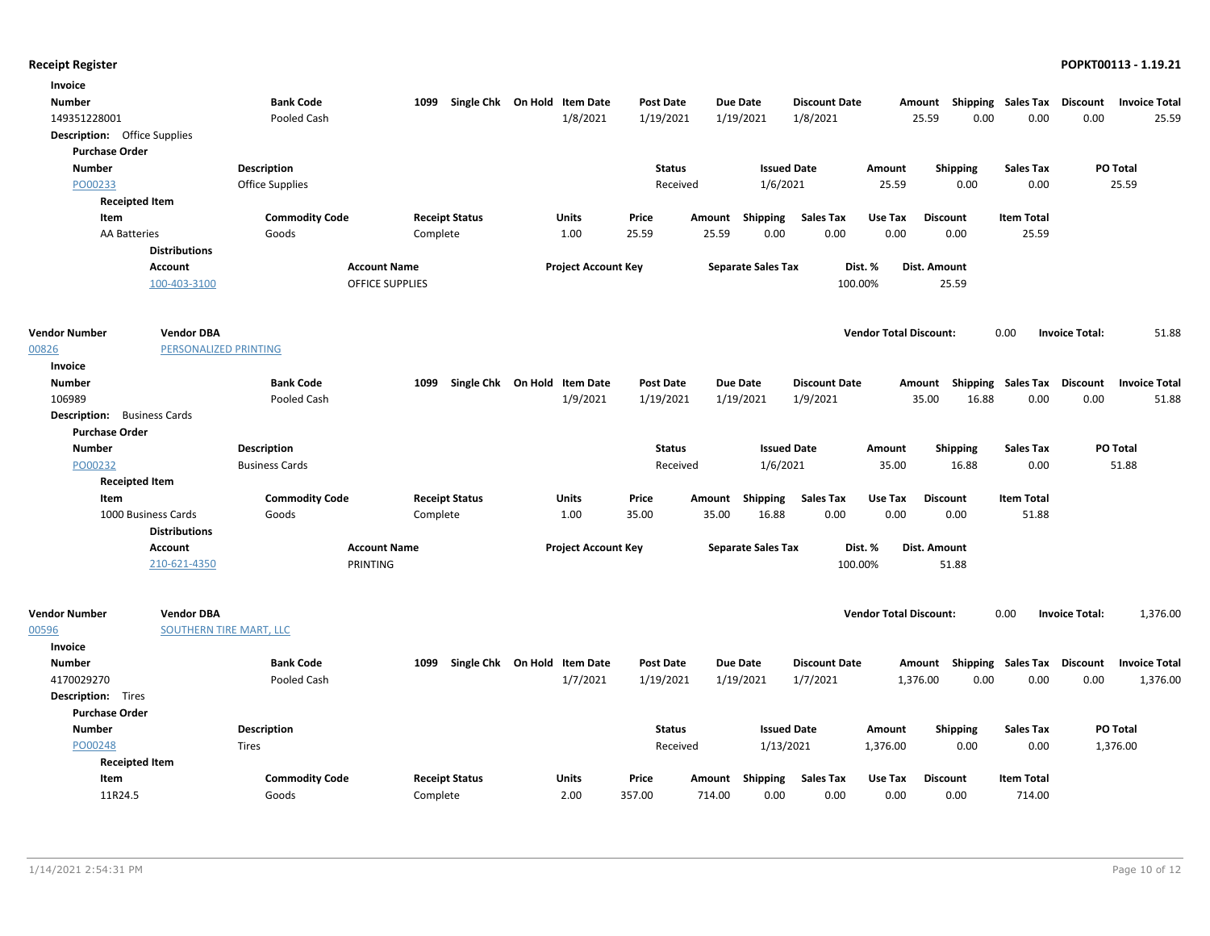**Receipt Register** **POPKT00113 - 1.19.21**

**Invoice**

| Number | Bank Code | 1099 | Single Chk | On Hold | Item Date | Post Date | Due Date | Discount Date | Amount | Shipping | Sales Tax | Discount | Invoice Total |
|---|---|---|---|---|---|---|---|---|---|---|---|---|---|
| 149351228001 | Pooled Cash | | | | 1/8/2021 | 1/19/2021 | 1/19/2021 | 1/8/2021 | 25.59 | 0.00 | 0.00 | 0.00 | 25.59 |

**Description:** Office Supplies

**Purchase Order**

| Number | Description | Status | Issued Date | Amount | Shipping | Sales Tax | PO Total |
|---|---|---|---|---|---|---|---|
| PO00233 | Office Supplies | Received | 1/6/2021 | 25.59 | 0.00 | 0.00 | 25.59 |

**Receipted Item**

| Item | Commodity Code | Receipt Status | Units | Price | Amount | Shipping | Sales Tax | Use Tax | Discount | Item Total |
|---|---|---|---|---|---|---|---|---|---|---|
| AA Batteries | Goods | Complete | 1.00 | 25.59 | 25.59 | 0.00 | 0.00 | 0.00 | 0.00 | 25.59 |

**Distributions**

| Account | Account Name | Project Account Key | Separate Sales Tax | Dist. % | Dist. Amount |
|---|---|---|---|---|---|
| 100-403-3100 | OFFICE SUPPLIES | | | 100.00% | 25.59 |

| Vendor Number | Vendor DBA | Vendor Total Discount: | Invoice Total: |
|---|---|---|---|
| 00826 | PERSONALIZED PRINTING | 0.00 | 51.88 |

**Invoice**

| Number | Bank Code | 1099 | Single Chk | On Hold | Item Date | Post Date | Due Date | Discount Date | Amount | Shipping | Sales Tax | Discount | Invoice Total |
|---|---|---|---|---|---|---|---|---|---|---|---|---|---|
| 106989 | Pooled Cash | | | | 1/9/2021 | 1/19/2021 | 1/19/2021 | 1/9/2021 | 35.00 | 16.88 | 0.00 | 0.00 | 51.88 |

**Description:** Business Cards

**Purchase Order**

| Number | Description | Status | Issued Date | Amount | Shipping | Sales Tax | PO Total |
|---|---|---|---|---|---|---|---|
| PO00232 | Business Cards | Received | 1/6/2021 | 35.00 | 16.88 | 0.00 | 51.88 |

**Receipted Item**

| Item | Commodity Code | Receipt Status | Units | Price | Amount | Shipping | Sales Tax | Use Tax | Discount | Item Total |
|---|---|---|---|---|---|---|---|---|---|---|
| 1000 Business Cards | Goods | Complete | 1.00 | 35.00 | 35.00 | 16.88 | 0.00 | 0.00 | 0.00 | 51.88 |

**Distributions**

| Account | Account Name | Project Account Key | Separate Sales Tax | Dist. % | Dist. Amount |
|---|---|---|---|---|---|
| 210-621-4350 | PRINTING | | | 100.00% | 51.88 |

| Vendor Number | Vendor DBA | Vendor Total Discount: | Invoice Total: |
|---|---|---|---|
| 00596 | SOUTHERN TIRE MART, LLC | 0.00 | 1,376.00 |

**Invoice**

| Number | Bank Code | 1099 | Single Chk | On Hold | Item Date | Post Date | Due Date | Discount Date | Amount | Shipping | Sales Tax | Discount | Invoice Total |
|---|---|---|---|---|---|---|---|---|---|---|---|---|---|
| 4170029270 | Pooled Cash | | | | 1/7/2021 | 1/19/2021 | 1/19/2021 | 1/7/2021 | 1,376.00 | 0.00 | 0.00 | 0.00 | 1,376.00 |

**Description:** Tires

**Purchase Order**

| Number | Description | Status | Issued Date | Amount | Shipping | Sales Tax | PO Total |
|---|---|---|---|---|---|---|---|
| PO00248 | Tires | Received | 1/13/2021 | 1,376.00 | 0.00 | 0.00 | 1,376.00 |

**Receipted Item**

| Item | Commodity Code | Receipt Status | Units | Price | Amount | Shipping | Sales Tax | Use Tax | Discount | Item Total |
|---|---|---|---|---|---|---|---|---|---|---|
| 11R24.5 | Goods | Complete | 2.00 | 357.00 | 714.00 | 0.00 | 0.00 | 0.00 | 0.00 | 714.00 |

1/14/2021 2:54:31 PM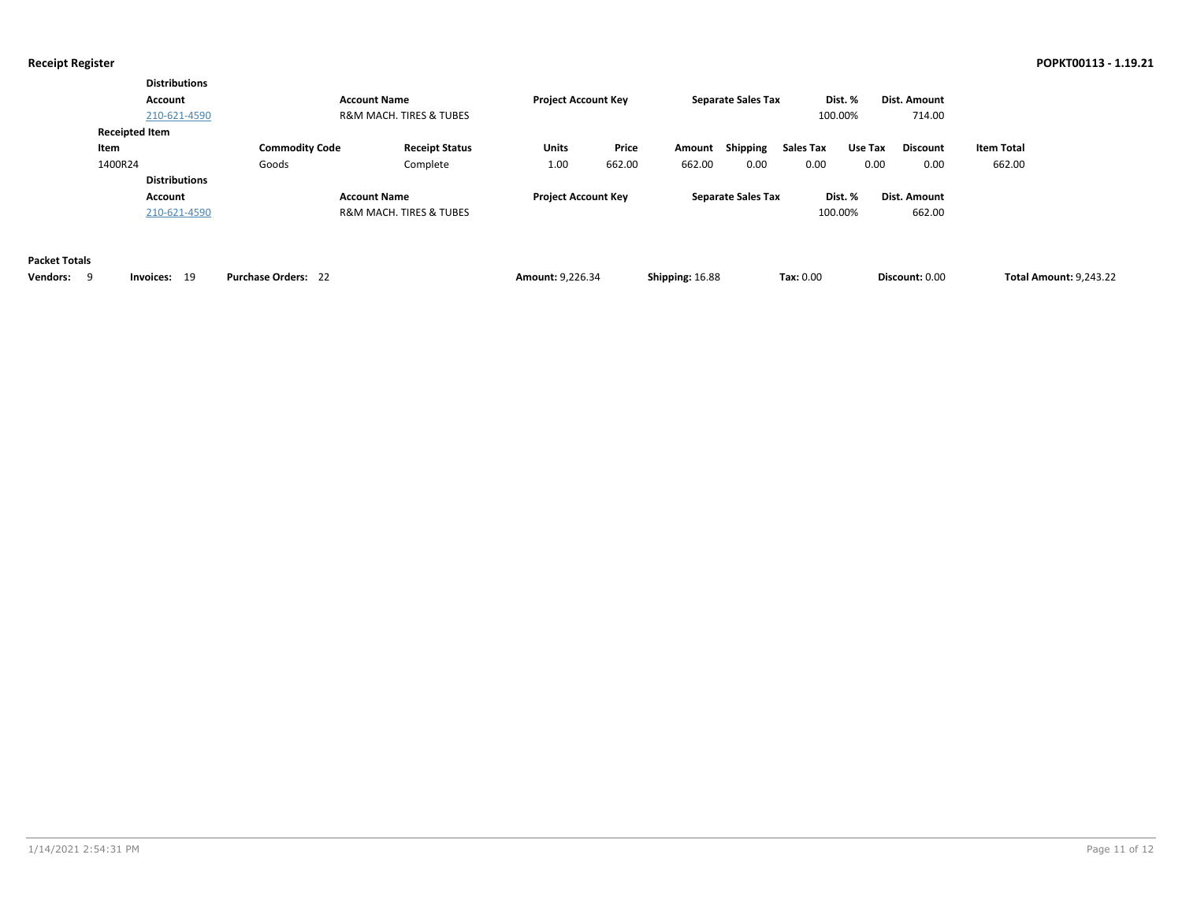**Distributions**

| Account | Account Name | Project Account Key | Separate Sales Tax | Dist. % | Dist. Amount |
|---|---|---|---|---|---|
| 210-621-4590 | R&M MACH. TIRES & TUBES | | | 100.00% | 714.00 |

**Receipted Item**

| Item | Commodity Code | Receipt Status | Units | Price | Amount | Shipping | Sales Tax | Use Tax | Discount | Item Total |
|---|---|---|---|---|---|---|---|---|---|---|
| 1400R24 | Goods | Complete | 1.00 | 662.00 | 662.00 | 0.00 | 0.00 | 0.00 | 0.00 | 662.00 |

**Distributions**

| Account | Account Name | Project Account Key | Separate Sales Tax | Dist. % | Dist. Amount |
|---|---|---|---|---|---|
| 210-621-4590 | R&M MACH. TIRES & TUBES | | | 100.00% | 662.00 |

**Packet Totals**

**Vendors:** 9 **Invoices:** 19 **Purchase Orders:** 22 **Amount:** 9,226.34 **Shipping:** 16.88 **Tax:** 0.00 **Discount:** 0.00 **Total Amount:** 9,243.22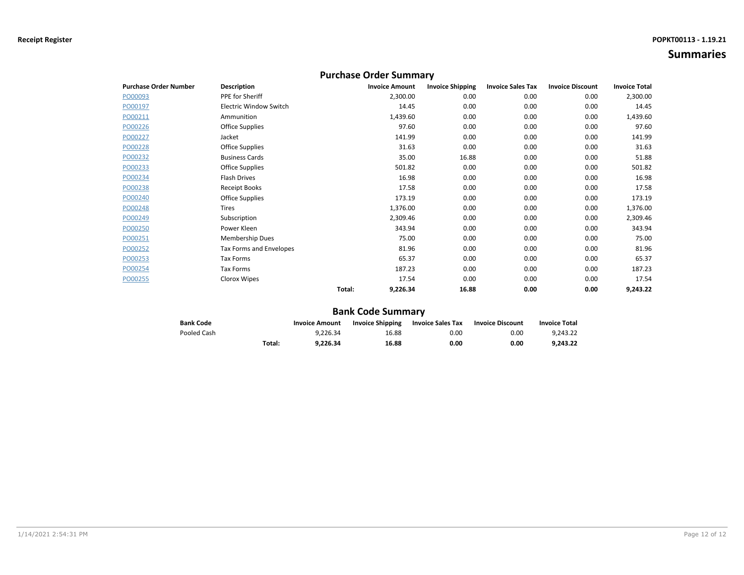**Receipt Register**

**POPKT00113 - 1.19.21**

# Summaries

## Purchase Order Summary

| Purchase Order Number | Description | | Invoice Amount | Invoice Shipping | Invoice Sales Tax | Invoice Discount | Invoice Total |
|---|---|---|---|---|---|---|---|
| PO00093 | PPE for Sheriff | | 2,300.00 | 0.00 | 0.00 | 0.00 | 2,300.00 |
| PO00197 | Electric Window Switch | | 14.45 | 0.00 | 0.00 | 0.00 | 14.45 |
| PO00211 | Ammunition | | 1,439.60 | 0.00 | 0.00 | 0.00 | 1,439.60 |
| PO00226 | Office Supplies | | 97.60 | 0.00 | 0.00 | 0.00 | 97.60 |
| PO00227 | Jacket | | 141.99 | 0.00 | 0.00 | 0.00 | 141.99 |
| PO00228 | Office Supplies | | 31.63 | 0.00 | 0.00 | 0.00 | 31.63 |
| PO00232 | Business Cards | | 35.00 | 16.88 | 0.00 | 0.00 | 51.88 |
| PO00233 | Office Supplies | | 501.82 | 0.00 | 0.00 | 0.00 | 501.82 |
| PO00234 | Flash Drives | | 16.98 | 0.00 | 0.00 | 0.00 | 16.98 |
| PO00238 | Receipt Books | | 17.58 | 0.00 | 0.00 | 0.00 | 17.58 |
| PO00240 | Office Supplies | | 173.19 | 0.00 | 0.00 | 0.00 | 173.19 |
| PO00248 | Tires | | 1,376.00 | 0.00 | 0.00 | 0.00 | 1,376.00 |
| PO00249 | Subscription | | 2,309.46 | 0.00 | 0.00 | 0.00 | 2,309.46 |
| PO00250 | Power Kleen | | 343.94 | 0.00 | 0.00 | 0.00 | 343.94 |
| PO00251 | Membership Dues | | 75.00 | 0.00 | 0.00 | 0.00 | 75.00 |
| PO00252 | Tax Forms and Envelopes | | 81.96 | 0.00 | 0.00 | 0.00 | 81.96 |
| PO00253 | Tax Forms | | 65.37 | 0.00 | 0.00 | 0.00 | 65.37 |
| PO00254 | Tax Forms | | 187.23 | 0.00 | 0.00 | 0.00 | 187.23 |
| PO00255 | Clorox Wipes | | 17.54 | 0.00 | 0.00 | 0.00 | 17.54 |
| | | **Total:** | **9,226.34** | **16.88** | **0.00** | **0.00** | **9,243.22** |

## Bank Code Summary

| Bank Code | | Invoice Amount | Invoice Shipping | Invoice Sales Tax | Invoice Discount | Invoice Total |
|---|---|---|---|---|---|---|
| Pooled Cash | | 9,226.34 | 16.88 | 0.00 | 0.00 | 9,243.22 |
| | **Total:** | **9,226.34** | **16.88** | **0.00** | **0.00** | **9,243.22** |

1/14/2021 2:54:31 PM